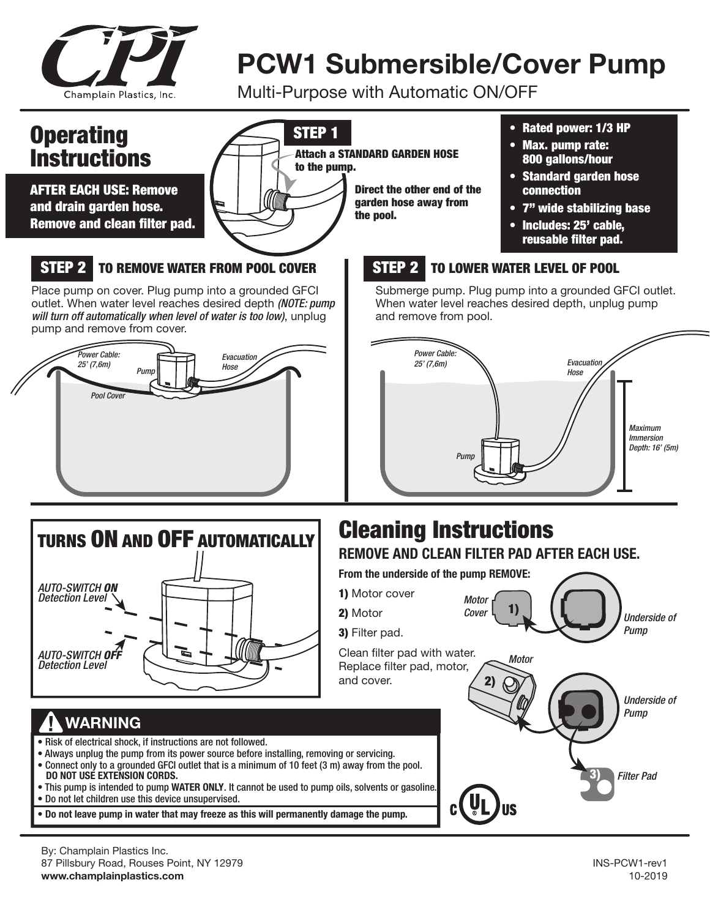Champlain Plastics, Inc.

# PCW1 Submersible/Cover Pump

Multi-Purpose with Automatic ON/OFF

## Operating Instructions

**AFTER EACH USE: Remove and drain garden hose. Remove and clean filter pad.**

### STEP 1

**Attach a STANDARD GARDEN HOSE to the pump.**

**Direct the other end of the garden hose away from the pool.**

- **Rated power: 1/3 HP**
- **Max. pump rate: 800 gallons/hour**
- **Standard garden hose connection**
- **7" wide stabilizing base**
- **Includes: 25' cable, reusable filter pad.**

### STEP 2 TO REMOVE WATER FROM POOL COVER

Place pump on cover. Plug pump into a grounded GFCI outlet. When water level reaches desired depth *(NOTE: pump will turn off automatically when level of water is too low)*, unplug pump and remove from cover.

*Power Cable: 25' (7,6m)*
*Pump*
*Evacuation Hose*
*Pool Cover*

### STEP 2 TO LOWER WATER LEVEL OF POOL

Submerge pump. Plug pump into a grounded GFCI outlet. When water level reaches desired depth, unplug pump and remove from pool.

*Power Cable: 25' (7,6m)*
*Evacuation Hose*
*Pump*
*Maximum Immersion Depth: 16' (5m)*

## TURNS ON AND OFF AUTOMATICALLY

*AUTO-SWITCH **ON** Detection Level*

*AUTO-SWITCH **OFF** Detection Level*

## Cleaning Instructions

### REMOVE AND CLEAN FILTER PAD AFTER EACH USE.

**From the underside of the pump REMOVE:**

**1)** Motor cover

**2)** Motor

**3)** Filter pad.

Clean filter pad with water. Replace filter pad, motor, and cover.

*Motor Cover* 1) *Underside of Pump*

*Motor* 2) *Underside of Pump*

3) *Filter Pad*

## ⚠ WARNING

- Risk of electrical shock, if instructions are not followed.
- Always unplug the pump from its power source before installing, removing or servicing.
- Connect only to a grounded GFCI outlet that is a minimum of 10 feet (3 m) away from the pool. **DO NOT USE EXTENSION CORDS.**
- This pump is intended to pump **WATER ONLY**. It cannot be used to pump oils, solvents or gasoline.
- Do not let children use this device unsupervised.
- **Do not leave pump in water that may freeze as this will permanently damage the pump.**

c UL US

By: Champlain Plastics Inc.
87 Pillsbury Road, Rouses Point, NY 12979
**www.champlainplastics.com**

INS-PCW1-rev1
10-2019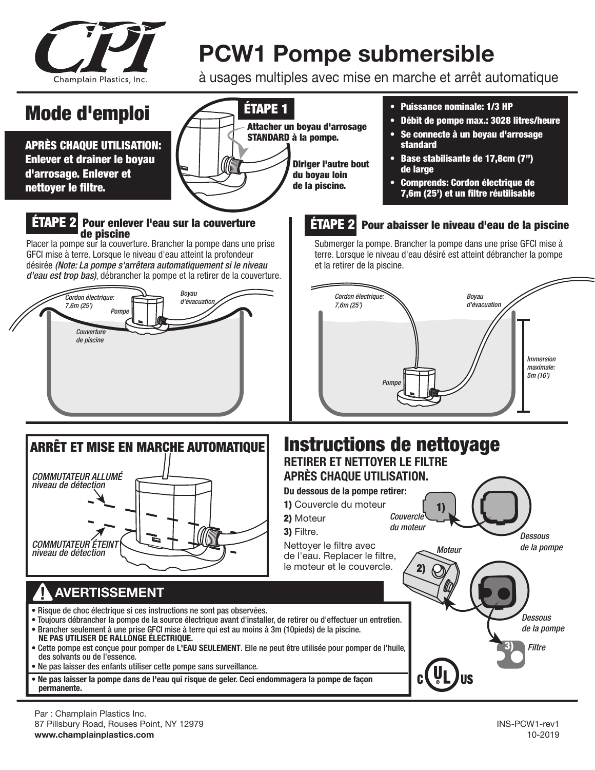# PCW1 Pompe submersible

à usages multiples avec mise en marche et arrêt automatique

## Mode d'emploi

**APRÈS CHAQUE UTILISATION: Enlever et drainer le boyau d'arrosage. Enlever et nettoyer le filtre.**

### ÉTAPE 1

**Attacher un boyau d'arrosage STANDARD à la pompe.**

**Diriger l'autre bout du boyau loin de la piscine.**

- **Puissance nominale: 1/3 HP**
- **Débit de pompe max.: 3028 litres/heure**
- **Se connecte à un boyau d'arrosage standard**
- **Base stabilisante de 17,8cm (7") de large**
- **Comprends: Cordon électrique de 7,6m (25') et un filtre réutilisable**

### ÉTAPE 2 Pour enlever l'eau sur la couverture de piscine

Placer la pompe sur la couverture. Brancher la pompe dans une prise GFCI mise à terre. Lorsque le niveau d'eau atteint la profondeur désirée *(Note: La pompe s'arrêtera automatiquement si le niveau d'eau est trop bas)*, débrancher la pompe et la retirer de la couverture.

*Cordon électrique: 7,6m (25')*
*Pompe*
*Boyau d'évacuation*
*Couverture de piscine*

### ÉTAPE 2 Pour abaisser le niveau d'eau de la piscine

Submerger la pompe. Brancher la pompe dans une prise GFCI mise à terre. Lorsque le niveau d'eau désiré est atteint débrancher la pompe et la retirer de la piscine.

*Cordon électrique: 7,6m (25')*
*Boyau d'évacuation*
*Pompe*
*Immersion maximale: 5m (16')*

## ARRÊT ET MISE EN MARCHE AUTOMATIQUE

*COMMUTATEUR ALLUMÉ niveau de détection*

*COMMUTATEUR ÉTEINT niveau de détection*

## Instructions de nettoyage

**RETIRER ET NETTOYER LE FILTRE APRÈS CHAQUE UTILISATION.**

**Du dessous de la pompe retirer:**

**1)** Couvercle du moteur
**2)** Moteur
**3)** Filtre.

Nettoyer le filtre avec de l'eau. Replacer le filtre, le moteur et le couvercle.

*Couvercle du moteur*
*Dessous de la pompe*
*Moteur*
*Dessous de la pompe*
*Filtre*

## ⚠ AVERTISSEMENT

- Risque de choc électrique si ces instructions ne sont pas observées.
- Toujours débrancher la pompe de la source électrique avant d'installer, de retirer ou d'effectuer un entretien.
- Brancher seulement à une prise GFCI mise à terre qui est au moins à 3m (10pieds) de la piscine. **NE PAS UTILISER DE RALLONGE ÉLECTRIQUE.**
- Cette pompe est conçue pour pomper de **L'EAU SEULEMENT**. Elle ne peut être utilisée pour pomper de l'huile, des solvants ou de l'essence.
- Ne pas laisser des enfants utiliser cette pompe sans surveillance.
- **Ne pas laisser la pompe dans de l'eau qui risque de geler. Ceci endommagera la pompe de façon permanente.**

Par : Champlain Plastics Inc.
87 Pillsbury Road, Rouses Point, NY 12979
**www.champlainplastics.com**

INS-PCW1-rev1
10-2019